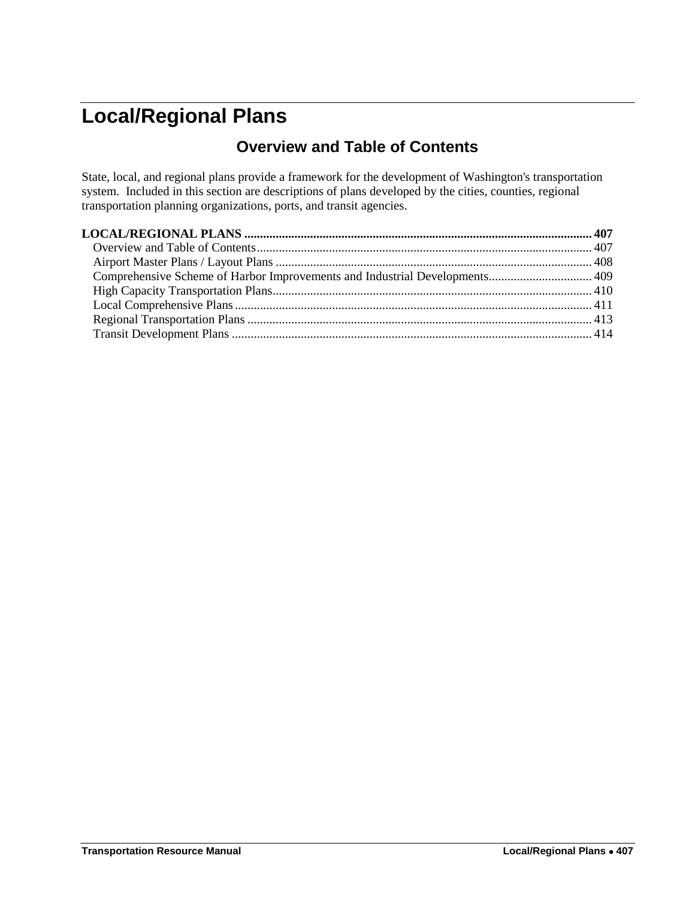# Local/Regional Plans

## Overview and Table of Contents

State, local, and regional plans provide a framework for the development of Washington's transportation system. Included in this section are descriptions of plans developed by the cities, counties, regional transportation planning organizations, ports, and transit agencies.

**LOCAL/REGIONAL PLANS .............................................................................................................. 407**
- Overview and Table of Contents.......................................................................................................... 407
- Airport Master Plans / Layout Plans .................................................................................................... 408
- Comprehensive Scheme of Harbor Improvements and Industrial Developments................................. 409
- High Capacity Transportation Plans..................................................................................................... 410
- Local Comprehensive Plans................................................................................................................. 411
- Regional Transportation Plans ............................................................................................................. 413
- Transit Development Plans .................................................................................................................. 414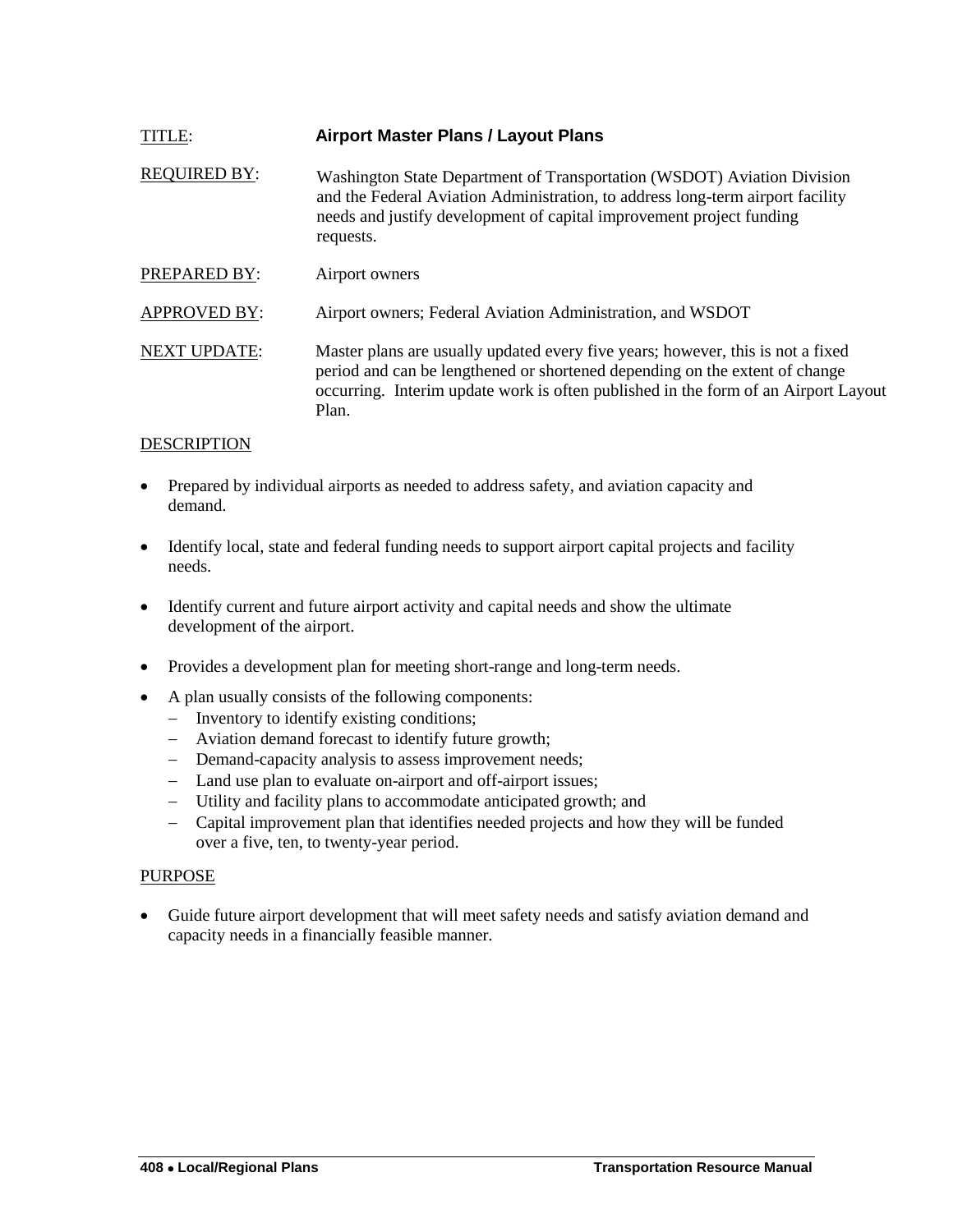TITLE: **Airport Master Plans / Layout Plans**

REQUIRED BY: Washington State Department of Transportation (WSDOT) Aviation Division and the Federal Aviation Administration, to address long-term airport facility needs and justify development of capital improvement project funding requests.

PREPARED BY: Airport owners

APPROVED BY: Airport owners; Federal Aviation Administration, and WSDOT

NEXT UPDATE: Master plans are usually updated every five years; however, this is not a fixed period and can be lengthened or shortened depending on the extent of change occurring. Interim update work is often published in the form of an Airport Layout Plan.

## DESCRIPTION

- Prepared by individual airports as needed to address safety, and aviation capacity and demand.
- Identify local, state and federal funding needs to support airport capital projects and facility needs.
- Identify current and future airport activity and capital needs and show the ultimate development of the airport.
- Provides a development plan for meeting short-range and long-term needs.
- A plan usually consists of the following components:
  - Inventory to identify existing conditions;
  - Aviation demand forecast to identify future growth;
  - Demand-capacity analysis to assess improvement needs;
  - Land use plan to evaluate on-airport and off-airport issues;
  - Utility and facility plans to accommodate anticipated growth; and
  - Capital improvement plan that identifies needed projects and how they will be funded over a five, ten, to twenty-year period.

## PURPOSE

- Guide future airport development that will meet safety needs and satisfy aviation demand and capacity needs in a financially feasible manner.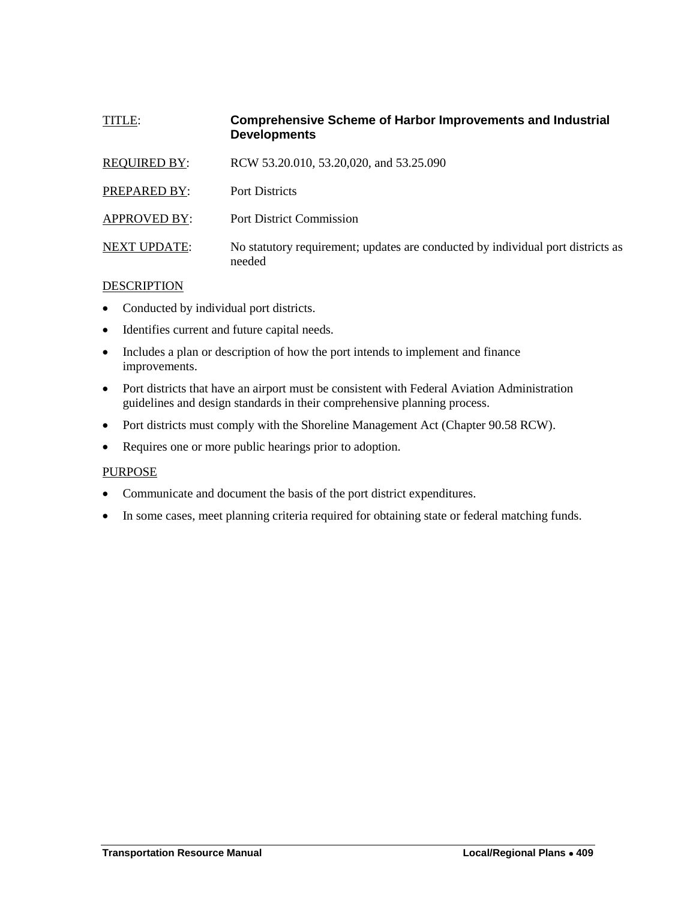TITLE: **Comprehensive Scheme of Harbor Improvements and Industrial Developments**

REQUIRED BY: RCW 53.20.010, 53.20,020, and 53.25.090

PREPARED BY: Port Districts

APPROVED BY: Port District Commission

NEXT UPDATE: No statutory requirement; updates are conducted by individual port districts as needed

DESCRIPTION

- Conducted by individual port districts.
- Identifies current and future capital needs.
- Includes a plan or description of how the port intends to implement and finance improvements.
- Port districts that have an airport must be consistent with Federal Aviation Administration guidelines and design standards in their comprehensive planning process.
- Port districts must comply with the Shoreline Management Act (Chapter 90.58 RCW).
- Requires one or more public hearings prior to adoption.

PURPOSE

- Communicate and document the basis of the port district expenditures.
- In some cases, meet planning criteria required for obtaining state or federal matching funds.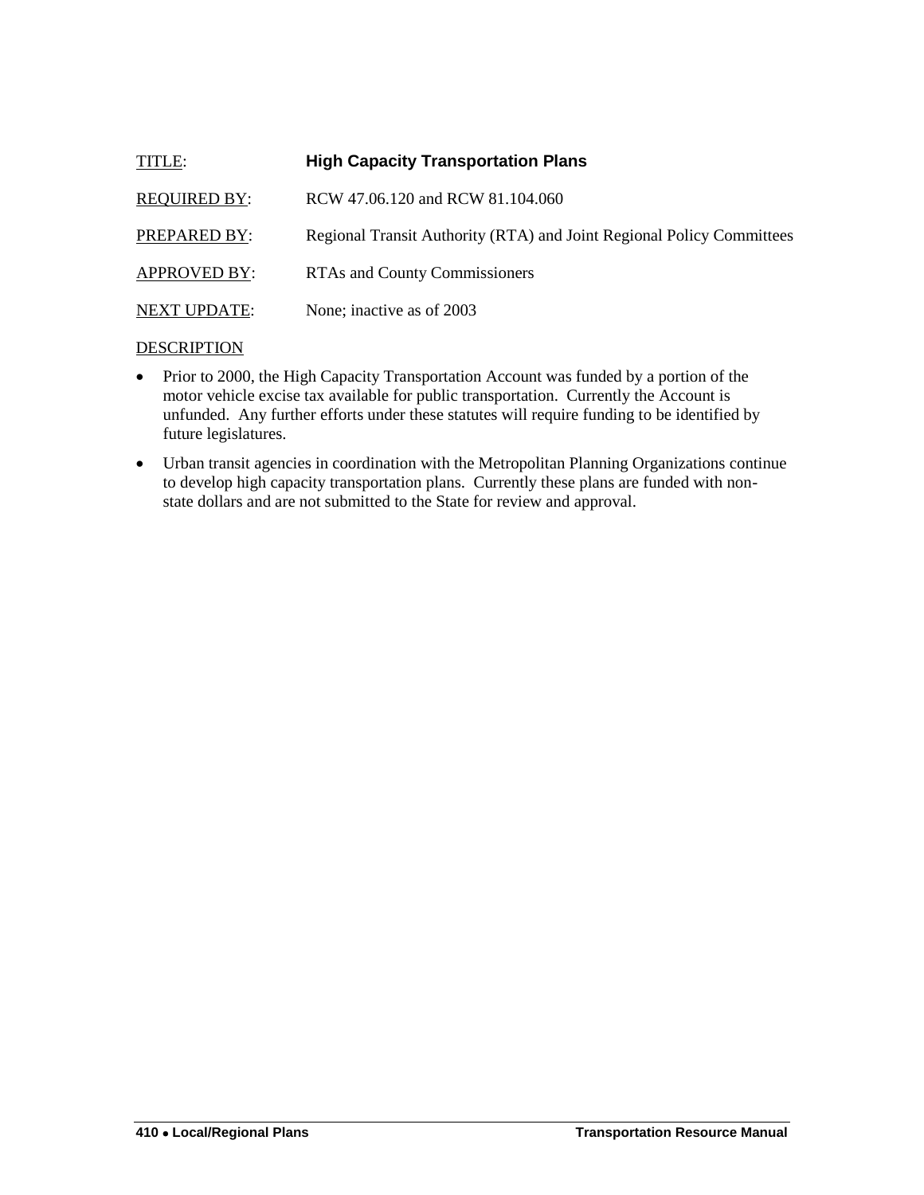TITLE: **High Capacity Transportation Plans**

REQUIRED BY: RCW 47.06.120 and RCW 81.104.060

PREPARED BY: Regional Transit Authority (RTA) and Joint Regional Policy Committees

APPROVED BY: RTAs and County Commissioners

NEXT UPDATE: None; inactive as of 2003

DESCRIPTION

- Prior to 2000, the High Capacity Transportation Account was funded by a portion of the motor vehicle excise tax available for public transportation. Currently the Account is unfunded. Any further efforts under these statutes will require funding to be identified by future legislatures.
- Urban transit agencies in coordination with the Metropolitan Planning Organizations continue to develop high capacity transportation plans. Currently these plans are funded with non-state dollars and are not submitted to the State for review and approval.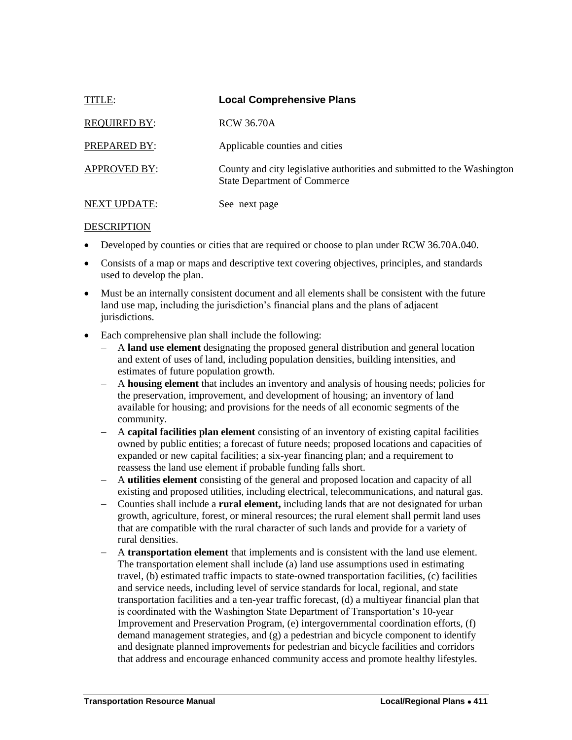TITLE: **Local Comprehensive Plans**

REQUIRED BY: RCW 36.70A

PREPARED BY: Applicable counties and cities

APPROVED BY: County and city legislative authorities and submitted to the Washington State Department of Commerce

NEXT UPDATE: See next page

DESCRIPTION

- Developed by counties or cities that are required or choose to plan under RCW 36.70A.040.
- Consists of a map or maps and descriptive text covering objectives, principles, and standards used to develop the plan.
- Must be an internally consistent document and all elements shall be consistent with the future land use map, including the jurisdiction's financial plans and the plans of adjacent jurisdictions.
- Each comprehensive plan shall include the following:
  - A **land use element** designating the proposed general distribution and general location and extent of uses of land, including population densities, building intensities, and estimates of future population growth.
  - A **housing element** that includes an inventory and analysis of housing needs; policies for the preservation, improvement, and development of housing; an inventory of land available for housing; and provisions for the needs of all economic segments of the community.
  - A **capital facilities plan element** consisting of an inventory of existing capital facilities owned by public entities; a forecast of future needs; proposed locations and capacities of expanded or new capital facilities; a six-year financing plan; and a requirement to reassess the land use element if probable funding falls short.
  - A **utilities element** consisting of the general and proposed location and capacity of all existing and proposed utilities, including electrical, telecommunications, and natural gas.
  - Counties shall include a **rural element,** including lands that are not designated for urban growth, agriculture, forest, or mineral resources; the rural element shall permit land uses that are compatible with the rural character of such lands and provide for a variety of rural densities.
  - A **transportation element** that implements and is consistent with the land use element. The transportation element shall include (a) land use assumptions used in estimating travel, (b) estimated traffic impacts to state-owned transportation facilities, (c) facilities and service needs, including level of service standards for local, regional, and state transportation facilities and a ten-year traffic forecast, (d) a multiyear financial plan that is coordinated with the Washington State Department of Transportation's 10-year Improvement and Preservation Program, (e) intergovernmental coordination efforts, (f) demand management strategies, and (g) a pedestrian and bicycle component to identify and designate planned improvements for pedestrian and bicycle facilities and corridors that address and encourage enhanced community access and promote healthy lifestyles.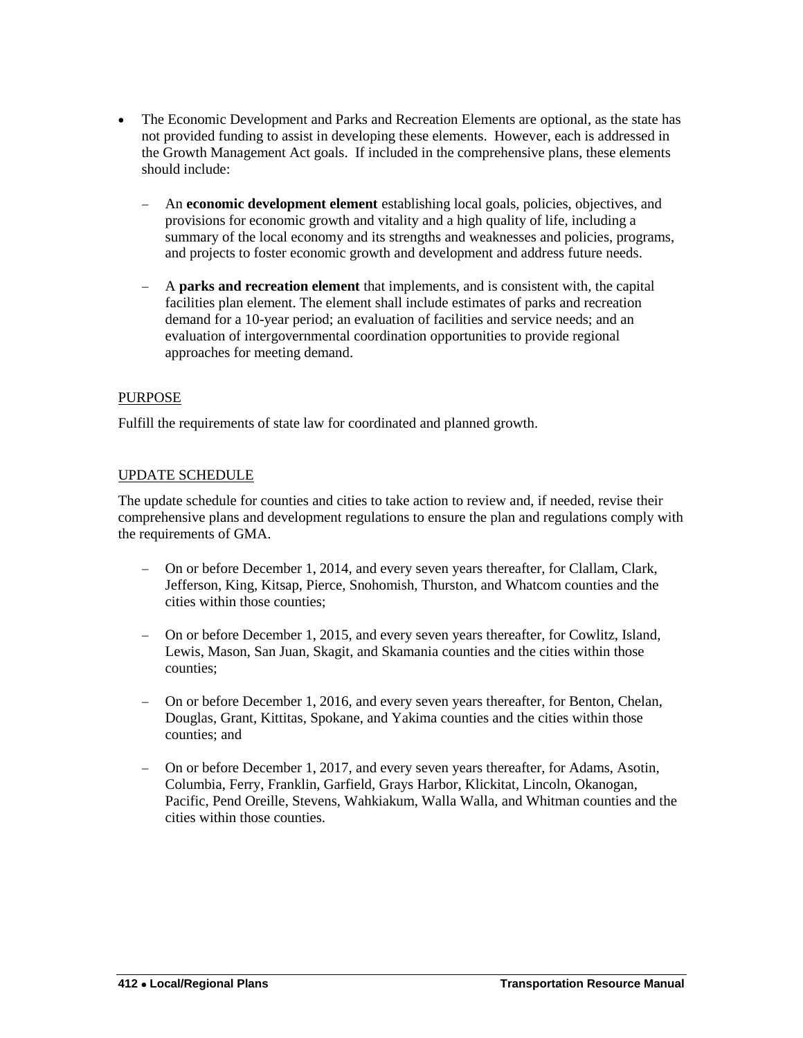- The Economic Development and Parks and Recreation Elements are optional, as the state has not provided funding to assist in developing these elements. However, each is addressed in the Growth Management Act goals. If included in the comprehensive plans, these elements should include:

  – An **economic development element** establishing local goals, policies, objectives, and provisions for economic growth and vitality and a high quality of life, including a summary of the local economy and its strengths and weaknesses and policies, programs, and projects to foster economic growth and development and address future needs.

  – A **parks and recreation element** that implements, and is consistent with, the capital facilities plan element. The element shall include estimates of parks and recreation demand for a 10-year period; an evaluation of facilities and service needs; and an evaluation of intergovernmental coordination opportunities to provide regional approaches for meeting demand.

PURPOSE

Fulfill the requirements of state law for coordinated and planned growth.

UPDATE SCHEDULE

The update schedule for counties and cities to take action to review and, if needed, revise their comprehensive plans and development regulations to ensure the plan and regulations comply with the requirements of GMA.

– On or before December 1, 2014, and every seven years thereafter, for Clallam, Clark, Jefferson, King, Kitsap, Pierce, Snohomish, Thurston, and Whatcom counties and the cities within those counties;

– On or before December 1, 2015, and every seven years thereafter, for Cowlitz, Island, Lewis, Mason, San Juan, Skagit, and Skamania counties and the cities within those counties;

– On or before December 1, 2016, and every seven years thereafter, for Benton, Chelan, Douglas, Grant, Kittitas, Spokane, and Yakima counties and the cities within those counties; and

– On or before December 1, 2017, and every seven years thereafter, for Adams, Asotin, Columbia, Ferry, Franklin, Garfield, Grays Harbor, Klickitat, Lincoln, Okanogan, Pacific, Pend Oreille, Stevens, Wahkiakum, Walla Walla, and Whitman counties and the cities within those counties.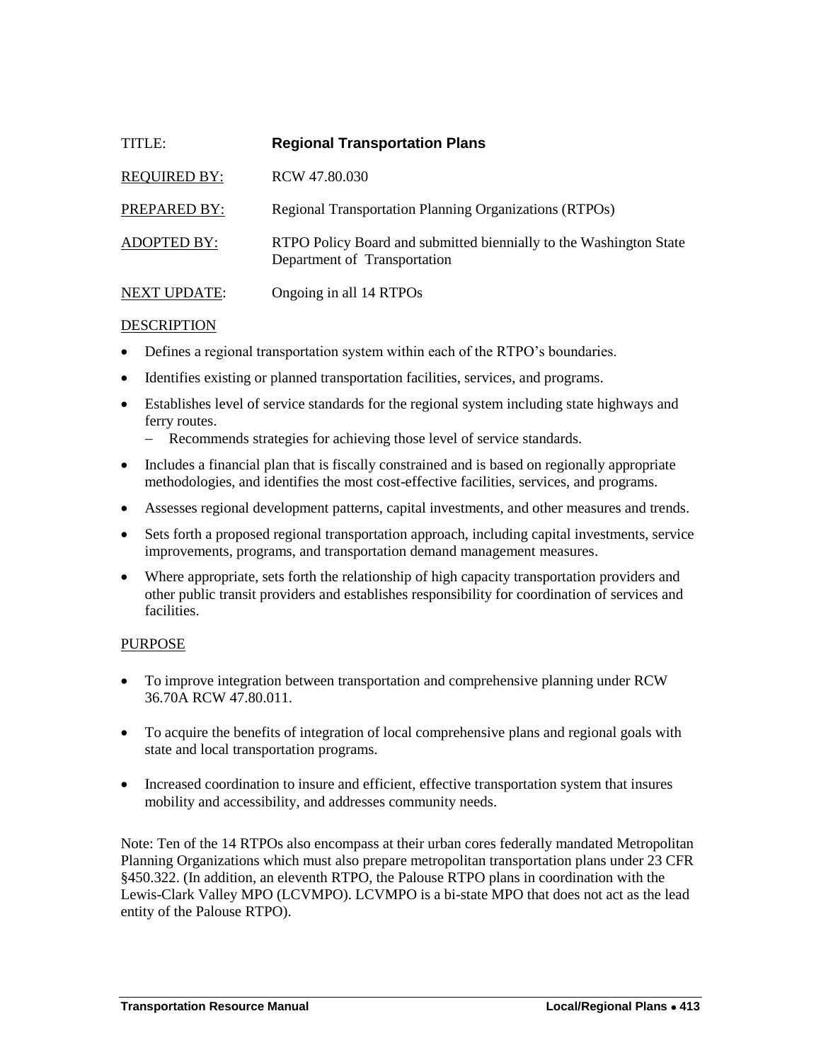TITLE: **Regional Transportation Plans**

REQUIRED BY: RCW 47.80.030

PREPARED BY: Regional Transportation Planning Organizations (RTPOs)

ADOPTED BY: RTPO Policy Board and submitted biennially to the Washington State Department of Transportation

NEXT UPDATE: Ongoing in all 14 RTPOs

DESCRIPTION

- Defines a regional transportation system within each of the RTPO's boundaries.
- Identifies existing or planned transportation facilities, services, and programs.
- Establishes level of service standards for the regional system including state highways and ferry routes.
  - Recommends strategies for achieving those level of service standards.
- Includes a financial plan that is fiscally constrained and is based on regionally appropriate methodologies, and identifies the most cost-effective facilities, services, and programs.
- Assesses regional development patterns, capital investments, and other measures and trends.
- Sets forth a proposed regional transportation approach, including capital investments, service improvements, programs, and transportation demand management measures.
- Where appropriate, sets forth the relationship of high capacity transportation providers and other public transit providers and establishes responsibility for coordination of services and facilities.

PURPOSE

- To improve integration between transportation and comprehensive planning under RCW 36.70A RCW 47.80.011.
- To acquire the benefits of integration of local comprehensive plans and regional goals with state and local transportation programs.
- Increased coordination to insure and efficient, effective transportation system that insures mobility and accessibility, and addresses community needs.

Note: Ten of the 14 RTPOs also encompass at their urban cores federally mandated Metropolitan Planning Organizations which must also prepare metropolitan transportation plans under 23 CFR §450.322. (In addition, an eleventh RTPO, the Palouse RTPO plans in coordination with the Lewis-Clark Valley MPO (LCVMPO). LCVMPO is a bi-state MPO that does not act as the lead entity of the Palouse RTPO).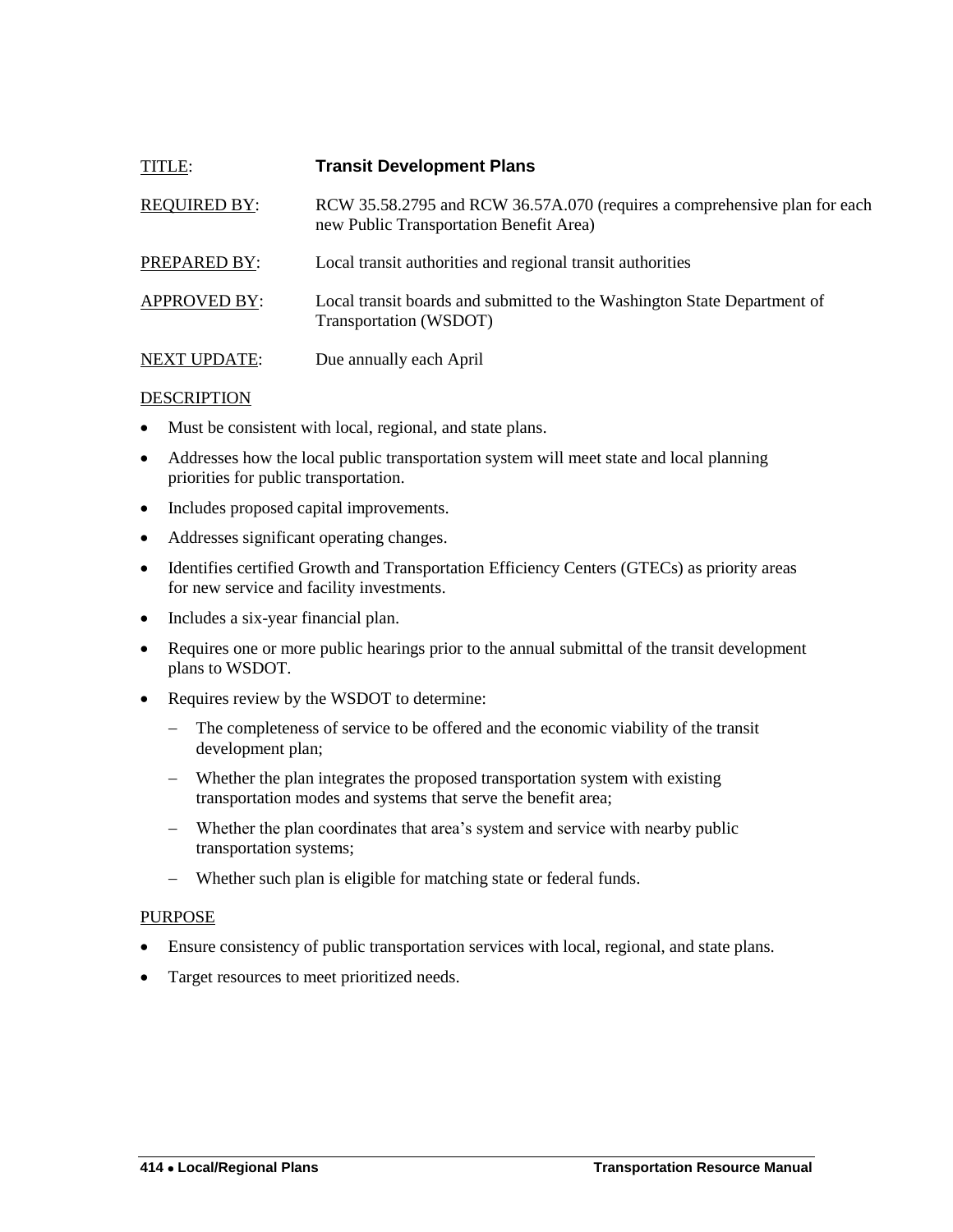TITLE: **Transit Development Plans**

REQUIRED BY: RCW 35.58.2795 and RCW 36.57A.070 (requires a comprehensive plan for each new Public Transportation Benefit Area)

PREPARED BY: Local transit authorities and regional transit authorities

APPROVED BY: Local transit boards and submitted to the Washington State Department of Transportation (WSDOT)

NEXT UPDATE: Due annually each April

DESCRIPTION

- Must be consistent with local, regional, and state plans.
- Addresses how the local public transportation system will meet state and local planning priorities for public transportation.
- Includes proposed capital improvements.
- Addresses significant operating changes.
- Identifies certified Growth and Transportation Efficiency Centers (GTECs) as priority areas for new service and facility investments.
- Includes a six-year financial plan.
- Requires one or more public hearings prior to the annual submittal of the transit development plans to WSDOT.
- Requires review by the WSDOT to determine:
  - The completeness of service to be offered and the economic viability of the transit development plan;
  - Whether the plan integrates the proposed transportation system with existing transportation modes and systems that serve the benefit area;
  - Whether the plan coordinates that area's system and service with nearby public transportation systems;
  - Whether such plan is eligible for matching state or federal funds.

PURPOSE

- Ensure consistency of public transportation services with local, regional, and state plans.
- Target resources to meet prioritized needs.